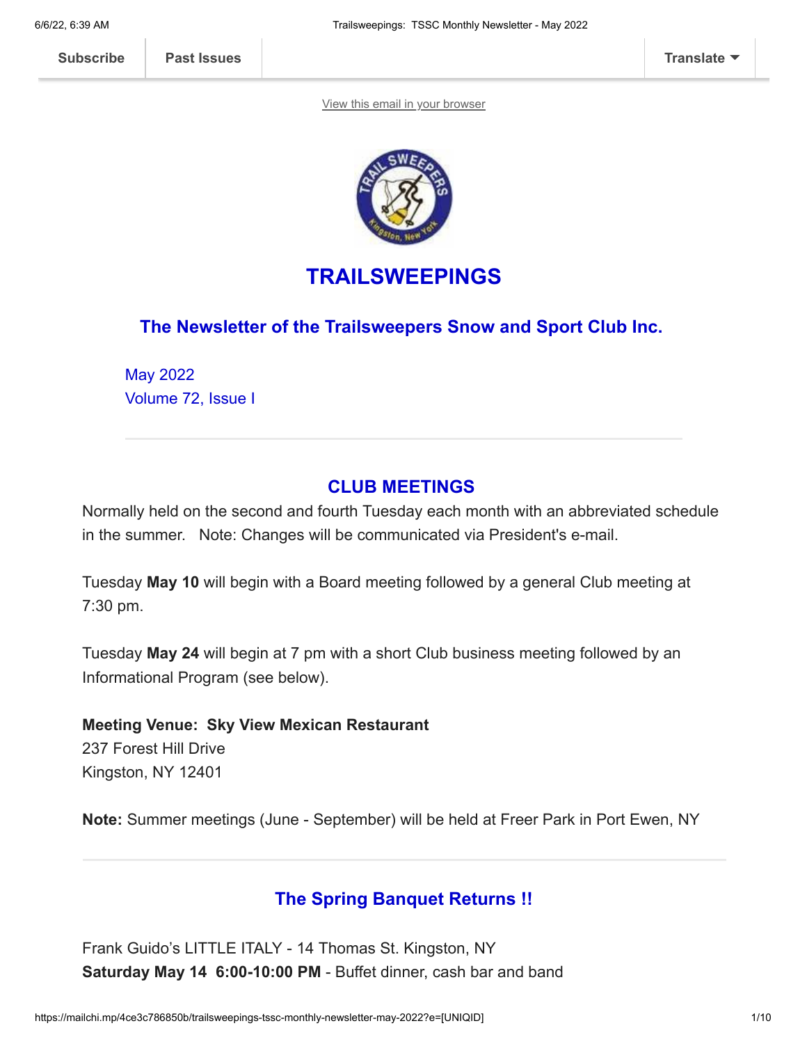Subscribe | Past Issues | Translate

View this email in your browser

# TRAILSWEEPINGS

## The Newsletter of the Trailsweepers Snow and Sport Club Inc.

May 2022
Volume 72, Issue I

---

## CLUB MEETINGS

Normally held on the second and fourth Tuesday each month with an abbreviated schedule in the summer. Note: Changes will be communicated via President's e-mail.

Tuesday **May 10** will begin with a Board meeting followed by a general Club meeting at 7:30 pm.

Tuesday **May 24** will begin at 7 pm with a short Club business meeting followed by an Informational Program (see below).

**Meeting Venue: Sky View Mexican Restaurant**
237 Forest Hill Drive
Kingston, NY 12401

**Note:** Summer meetings (June - September) will be held at Freer Park in Port Ewen, NY

---

## The Spring Banquet Returns !!

Frank Guido's LITTLE ITALY - 14 Thomas St. Kingston, NY
**Saturday May 14 6:00-10:00 PM** - Buffet dinner, cash bar and band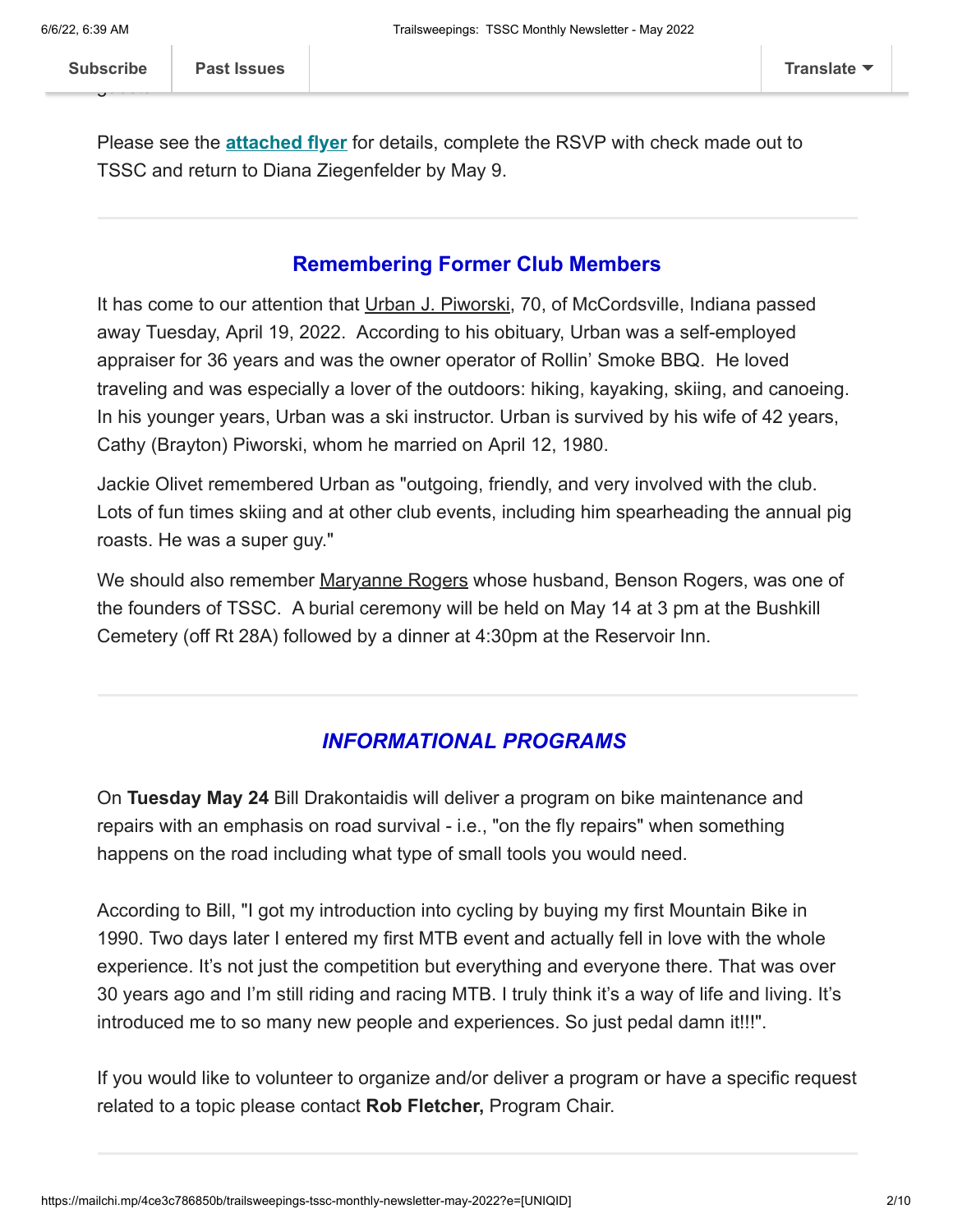Please see the **attached flyer** for details, complete the RSVP with check made out to TSSC and return to Diana Ziegenfelder by May 9.

---

## Remembering Former Club Members

It has come to our attention that Urban J. Piworski, 70, of McCordsville, Indiana passed away Tuesday, April 19, 2022. According to his obituary, Urban was a self-employed appraiser for 36 years and was the owner operator of Rollin' Smoke BBQ. He loved traveling and was especially a lover of the outdoors: hiking, kayaking, skiing, and canoeing. In his younger years, Urban was a ski instructor. Urban is survived by his wife of 42 years, Cathy (Brayton) Piworski, whom he married on April 12, 1980.

Jackie Olivet remembered Urban as "outgoing, friendly, and very involved with the club. Lots of fun times skiing and at other club events, including him spearheading the annual pig roasts. He was a super guy."

We should also remember Maryanne Rogers whose husband, Benson Rogers, was one of the founders of TSSC. A burial ceremony will be held on May 14 at 3 pm at the Bushkill Cemetery (off Rt 28A) followed by a dinner at 4:30pm at the Reservoir Inn.

---

## *INFORMATIONAL PROGRAMS*

On **Tuesday May 24** Bill Drakontaidis will deliver a program on bike maintenance and repairs with an emphasis on road survival - i.e., "on the fly repairs" when something happens on the road including what type of small tools you would need.

According to Bill, "I got my introduction into cycling by buying my first Mountain Bike in 1990. Two days later I entered my first MTB event and actually fell in love with the whole experience. It's not just the competition but everything and everyone there. That was over 30 years ago and I'm still riding and racing MTB. I truly think it's a way of life and living. It's introduced me to so many new people and experiences. So just pedal damn it!!!".

If you would like to volunteer to organize and/or deliver a program or have a specific request related to a topic please contact **Rob Fletcher,** Program Chair.

---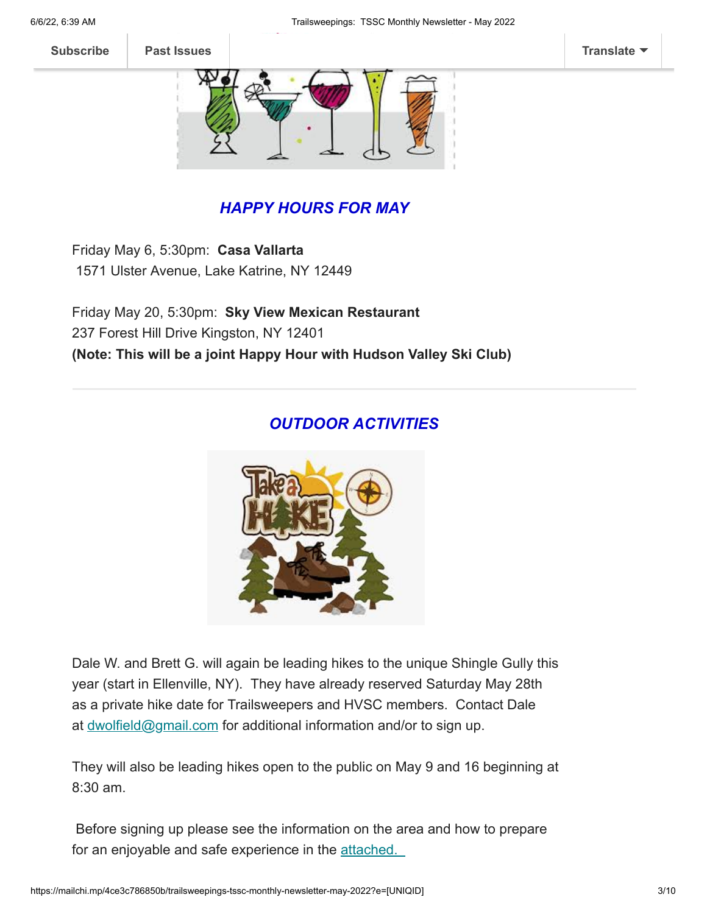Subscribe | Past Issues | Translate

## *HAPPY HOURS FOR MAY*

Friday May 6, 5:30pm: **Casa Vallarta**
1571 Ulster Avenue, Lake Katrine, NY 12449

Friday May 20, 5:30pm: **Sky View Mexican Restaurant**
237 Forest Hill Drive Kingston, NY 12401
**(Note: This will be a joint Happy Hour with Hudson Valley Ski Club)**

---

## *OUTDOOR ACTIVITIES*

Dale W. and Brett G. will again be leading hikes to the unique Shingle Gully this year (start in Ellenville, NY). They have already reserved Saturday May 28th as a private hike date for Trailsweepers and HVSC members. Contact Dale at [dwolfield@gmail.com](mailto:dwolfield@gmail.com) for additional information and/or to sign up.

They will also be leading hikes open to the public on May 9 and 16 beginning at 8:30 am.

Before signing up please see the information on the area and how to prepare for an enjoyable and safe experience in the attached.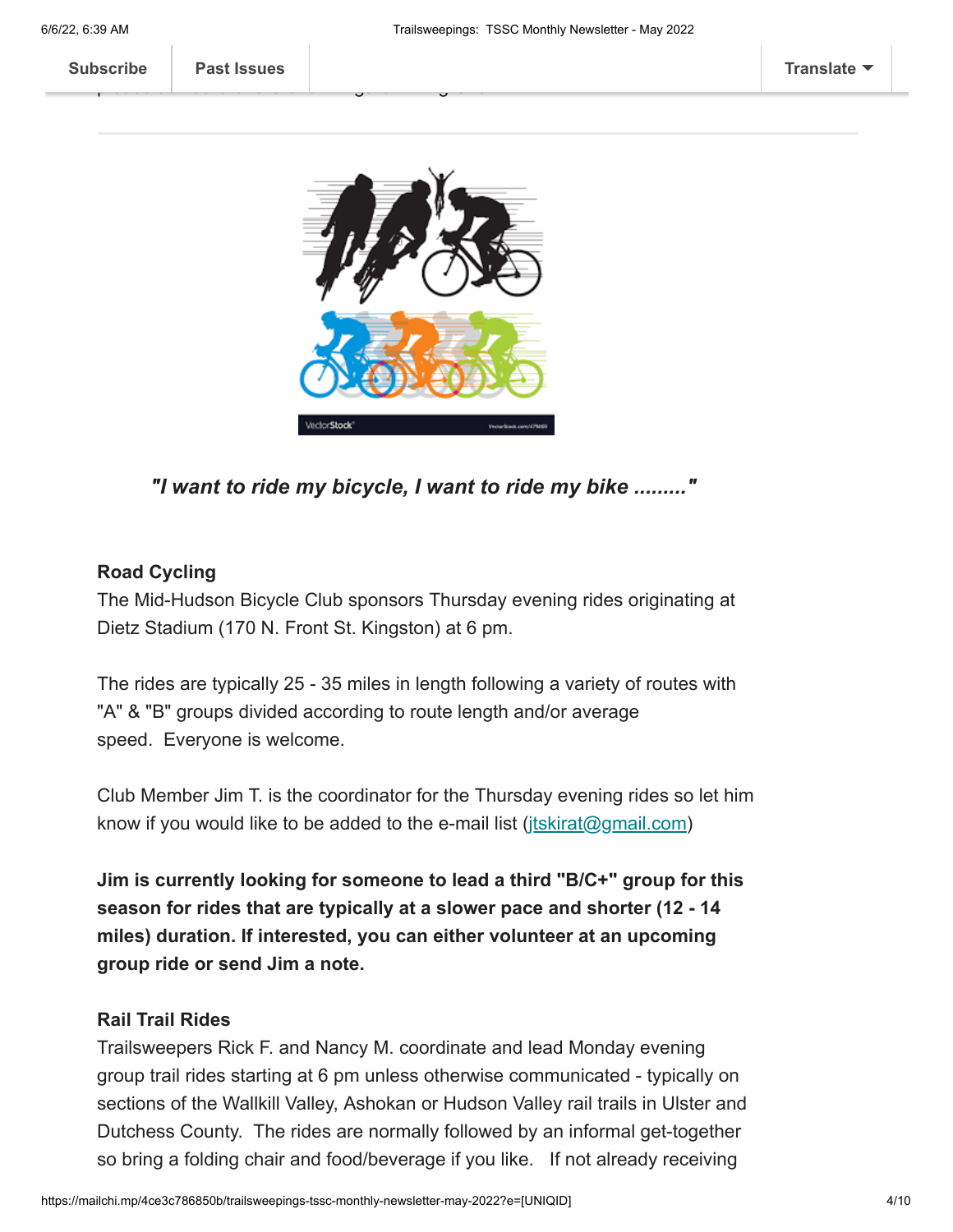*"I want to ride my bicycle, I want to ride my bike ........."*

**Road Cycling**

The Mid-Hudson Bicycle Club sponsors Thursday evening rides originating at Dietz Stadium (170 N. Front St. Kingston) at 6 pm.

The rides are typically 25 - 35 miles in length following a variety of routes with "A" & "B" groups divided according to route length and/or average speed. Everyone is welcome.

Club Member Jim T. is the coordinator for the Thursday evening rides so let him know if you would like to be added to the e-mail list (jtskirat@gmail.com)

**Jim is currently looking for someone to lead a third "B/C+" group for this season for rides that are typically at a slower pace and shorter (12 - 14 miles) duration. If interested, you can either volunteer at an upcoming group ride or send Jim a note.**

**Rail Trail Rides**

Trailsweepers Rick F. and Nancy M. coordinate and lead Monday evening group trail rides starting at 6 pm unless otherwise communicated - typically on sections of the Wallkill Valley, Ashokan or Hudson Valley rail trails in Ulster and Dutchess County. The rides are normally followed by an informal get-together so bring a folding chair and food/beverage if you like. If not already receiving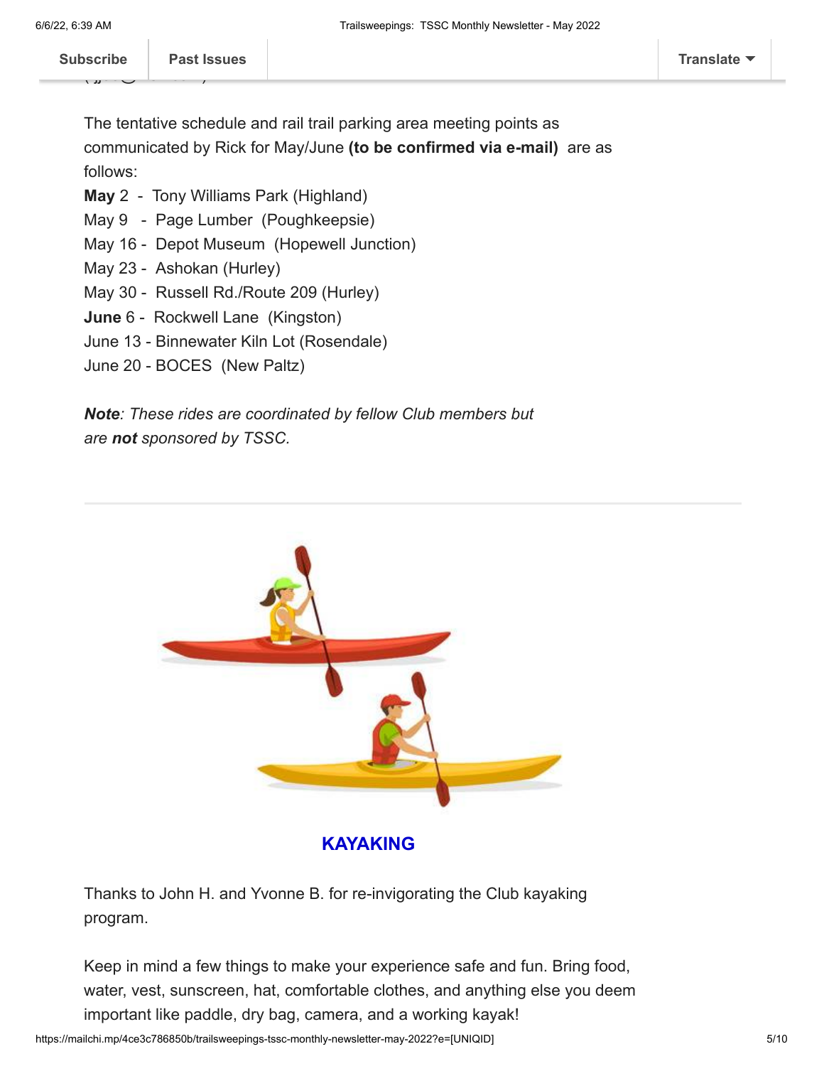The tentative schedule and rail trail parking area meeting points as communicated by Rick for May/June **(to be confirmed via e-mail)** are as follows:

**May** 2 - Tony Williams Park (Highland)
May 9 - Page Lumber (Poughkeepsie)
May 16 - Depot Museum (Hopewell Junction)
May 23 - Ashokan (Hurley)
May 30 - Russell Rd./Route 209 (Hurley)
**June** 6 - Rockwell Lane (Kingston)
June 13 - Binnewater Kiln Lot (Rosendale)
June 20 - BOCES (New Paltz)

***Note**: These rides are coordinated by fellow Club members but are **not** sponsored by TSSC.*

---

## KAYAKING

Thanks to John H. and Yvonne B. for re-invigorating the Club kayaking program.

Keep in mind a few things to make your experience safe and fun. Bring food, water, vest, sunscreen, hat, comfortable clothes, and anything else you deem important like paddle, dry bag, camera, and a working kayak!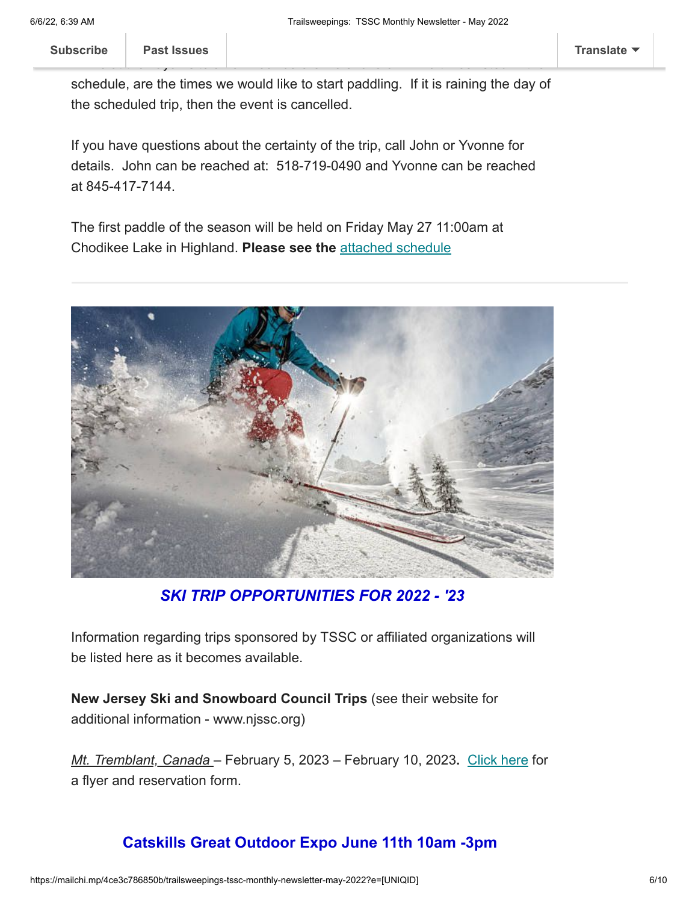schedule, are the times we would like to start paddling. If it is raining the day of the scheduled trip, then the event is cancelled.

If you have questions about the certainty of the trip, call John or Yvonne for details. John can be reached at: 518-719-0490 and Yvonne can be reached at 845-417-7144.

The first paddle of the season will be held on Friday May 27 11:00am at Chodikee Lake in Highland. **Please see the** attached schedule

---

***SKI TRIP OPPORTUNITIES FOR 2022 - '23***

Information regarding trips sponsored by TSSC or affiliated organizations will be listed here as it becomes available.

**New Jersey Ski and Snowboard Council Trips** (see their website for additional information - www.njssc.org)

*Mt. Tremblant, Canada* – February 5, 2023 – February 10, 2023**.** Click here for a flyer and reservation form.

## Catskills Great Outdoor Expo June 11th 10am -3pm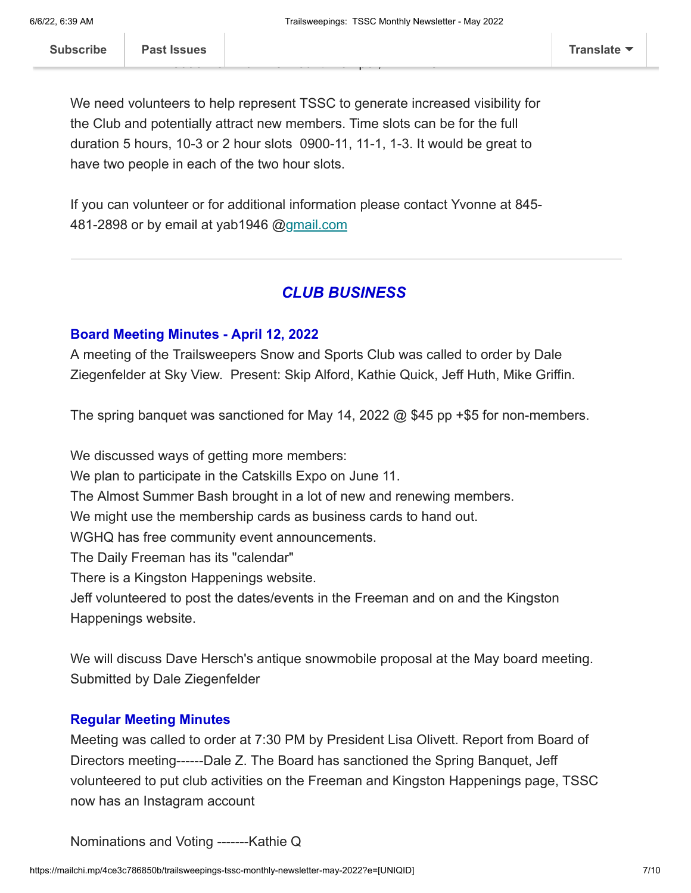We need volunteers to help represent TSSC to generate increased visibility for the Club and potentially attract new members. Time slots can be for the full duration 5 hours, 10-3 or 2 hour slots  0900-11, 11-1, 1-3. It would be great to have two people in each of the two hour slots.

If you can volunteer or for additional information please contact Yvonne at 845-481-2898 or by email at yab1946 @gmail.com

---

## *CLUB BUSINESS*

### Board Meeting Minutes - April 12, 2022

A meeting of the Trailsweepers Snow and Sports Club was called to order by Dale Ziegenfelder at Sky View.  Present: Skip Alford, Kathie Quick, Jeff Huth, Mike Griffin.

The spring banquet was sanctioned for May 14, 2022 @ $45 pp +$5 for non-members.

We discussed ways of getting more members:
We plan to participate in the Catskills Expo on June 11.
The Almost Summer Bash brought in a lot of new and renewing members.
We might use the membership cards as business cards to hand out.
WGHQ has free community event announcements.
The Daily Freeman has its "calendar"
There is a Kingston Happenings website.
Jeff volunteered to post the dates/events in the Freeman and on and the Kingston Happenings website.

We will discuss Dave Hersch's antique snowmobile proposal at the May board meeting.
Submitted by Dale Ziegenfelder

### Regular Meeting Minutes

Meeting was called to order at 7:30 PM by President Lisa Olivett. Report from Board of Directors meeting------Dale Z. The Board has sanctioned the Spring Banquet, Jeff volunteered to put club activities on the Freeman and Kingston Happenings page, TSSC now has an Instagram account

Nominations and Voting -------Kathie Q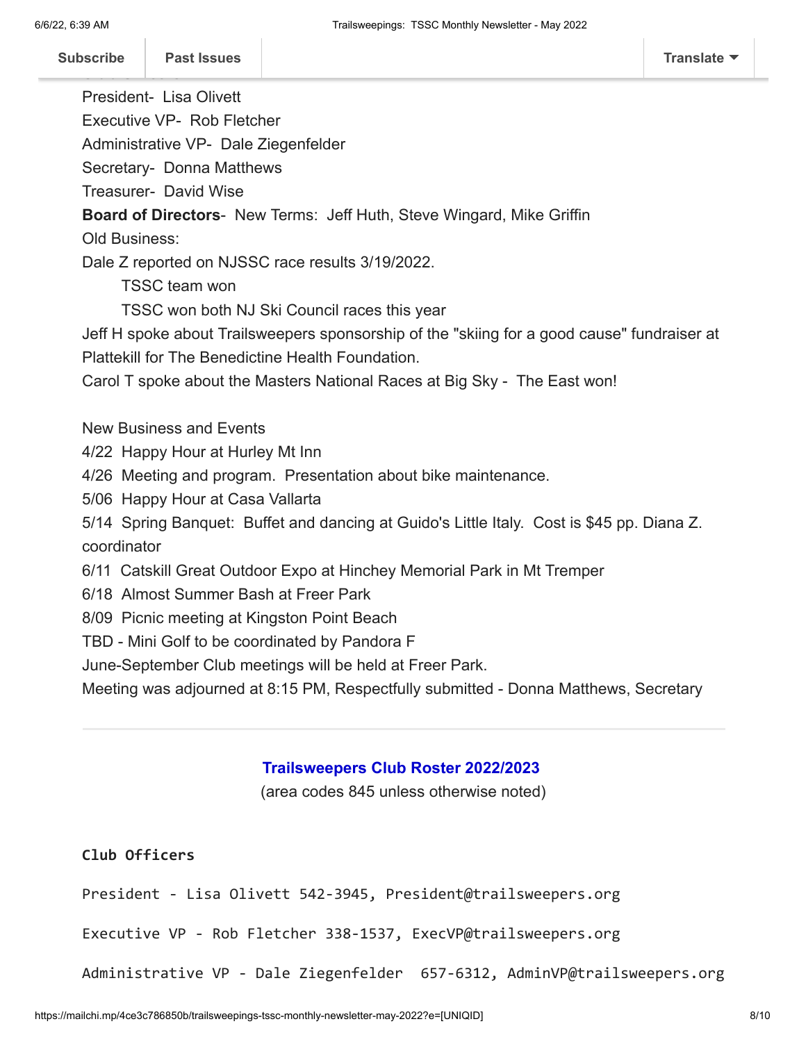President- Lisa Olivett

Executive VP- Rob Fletcher

Administrative VP- Dale Ziegenfelder

Secretary- Donna Matthews

Treasurer- David Wise

**Board of Directors**- New Terms: Jeff Huth, Steve Wingard, Mike Griffin

Old Business:

Dale Z reported on NJSSC race results 3/19/2022.

- TSSC team won
- TSSC won both NJ Ski Council races this year

Jeff H spoke about Trailsweepers sponsorship of the "skiing for a good cause" fundraiser at Plattekill for The Benedictine Health Foundation.

Carol T spoke about the Masters National Races at Big Sky - The East won!

New Business and Events

4/22 Happy Hour at Hurley Mt Inn

4/26 Meeting and program. Presentation about bike maintenance.

5/06 Happy Hour at Casa Vallarta

5/14 Spring Banquet: Buffet and dancing at Guido's Little Italy. Cost is $45 pp. Diana Z. coordinator

6/11 Catskill Great Outdoor Expo at Hinchey Memorial Park in Mt Tremper

6/18 Almost Summer Bash at Freer Park

8/09 Picnic meeting at Kingston Point Beach

TBD - Mini Golf to be coordinated by Pandora F

June-September Club meetings will be held at Freer Park.

Meeting was adjourned at 8:15 PM, Respectfully submitted - Donna Matthews, Secretary

---

## Trailsweepers Club Roster 2022/2023

(area codes 845 unless otherwise noted)

**Club Officers**

President - Lisa Olivett 542-3945, President@trailsweepers.org

Executive VP - Rob Fletcher 338-1537, ExecVP@trailsweepers.org

Administrative VP - Dale Ziegenfelder 657-6312, AdminVP@trailsweepers.org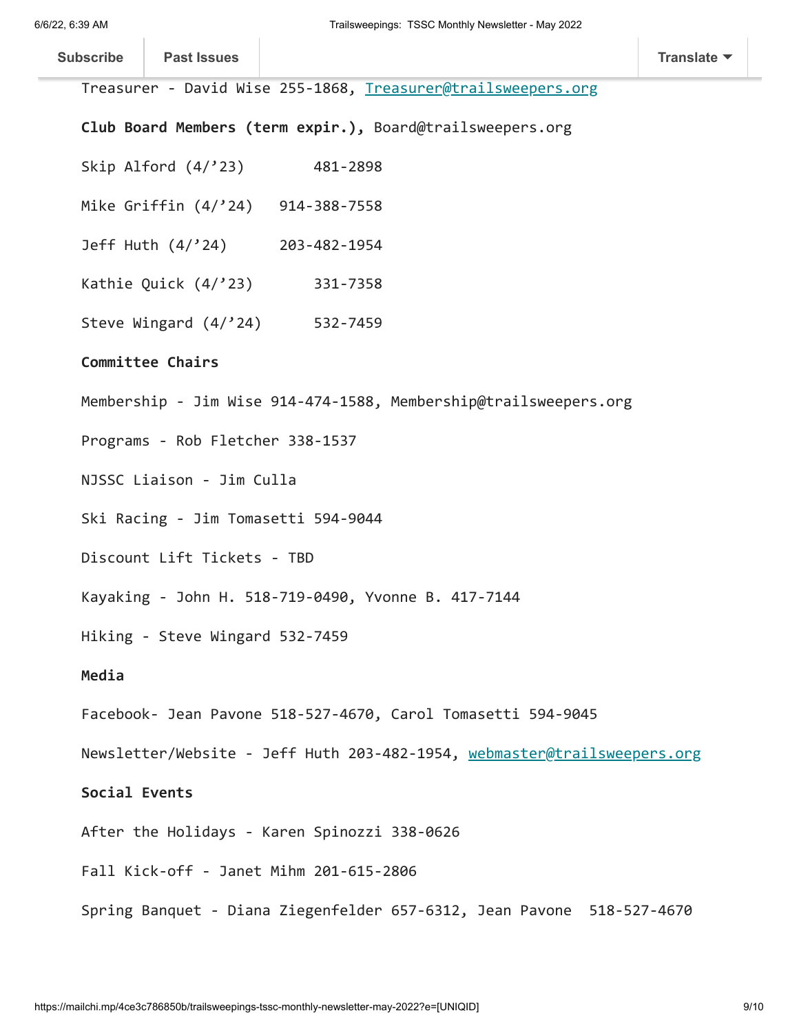Treasurer - David Wise 255-1868, Treasurer@trailsweepers.org

**Club Board Members (term expir.),** Board@trailsweepers.org

Skip Alford (4/'23) 481-2898

Mike Griffin (4/'24) 914-388-7558

Jeff Huth (4/'24) 203-482-1954

Kathie Quick (4/'23) 331-7358

Steve Wingard (4/'24) 532-7459

**Committee Chairs**

Membership - Jim Wise 914-474-1588, Membership@trailsweepers.org

Programs - Rob Fletcher 338-1537

NJSSC Liaison - Jim Culla

Ski Racing - Jim Tomasetti 594-9044

Discount Lift Tickets - TBD

Kayaking - John H. 518-719-0490, Yvonne B. 417-7144

Hiking - Steve Wingard 532-7459

**Media**

Facebook- Jean Pavone 518-527-4670, Carol Tomasetti 594-9045

Newsletter/Website - Jeff Huth 203-482-1954, webmaster@trailsweepers.org

**Social Events**

After the Holidays - Karen Spinozzi 338-0626

Fall Kick-off - Janet Mihm 201-615-2806

Spring Banquet - Diana Ziegenfelder 657-6312, Jean Pavone 518-527-4670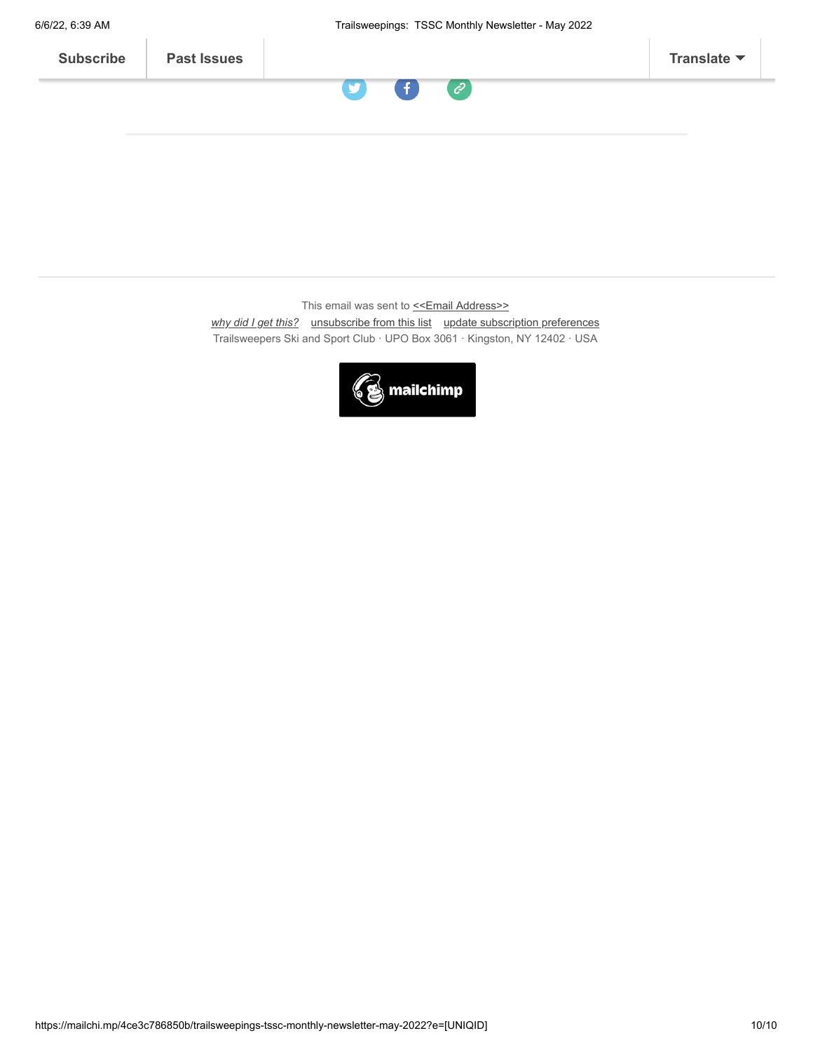Subscribe | Past Issues | Translate

This email was sent to <<Email Address>>

*why did I get this?* unsubscribe from this list update subscription preferences

Trailsweepers Ski and Sport Club · UPO Box 3061 · Kingston, NY 12402 · USA